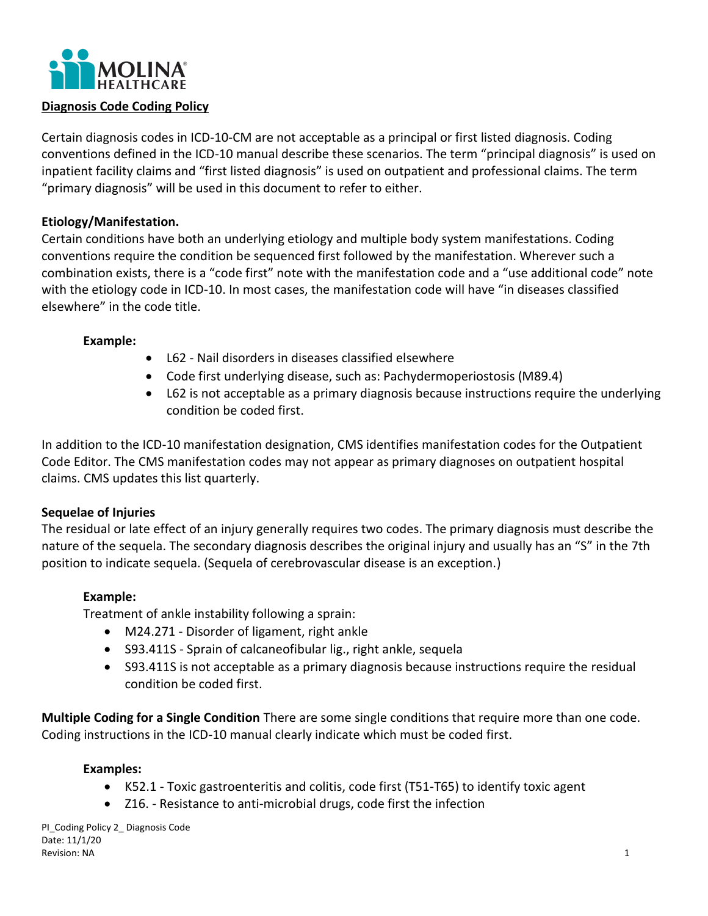MOLINA HEALTHCARE

## Diagnosis Code Coding Policy

Certain diagnosis codes in ICD-10-CM are not acceptable as a principal or first listed diagnosis. Coding conventions defined in the ICD-10 manual describe these scenarios. The term "principal diagnosis" is used on inpatient facility claims and "first listed diagnosis" is used on outpatient and professional claims. The term "primary diagnosis" will be used in this document to refer to either.

**Etiology/Manifestation.**

Certain conditions have both an underlying etiology and multiple body system manifestations. Coding conventions require the condition be sequenced first followed by the manifestation. Wherever such a combination exists, there is a "code first" note with the manifestation code and a "use additional code" note with the etiology code in ICD-10. In most cases, the manifestation code will have "in diseases classified elsewhere" in the code title.

**Example:**

- L62 - Nail disorders in diseases classified elsewhere
- Code first underlying disease, such as: Pachydermoperiostosis (M89.4)
- L62 is not acceptable as a primary diagnosis because instructions require the underlying condition be coded first.

In addition to the ICD-10 manifestation designation, CMS identifies manifestation codes for the Outpatient Code Editor. The CMS manifestation codes may not appear as primary diagnoses on outpatient hospital claims. CMS updates this list quarterly.

**Sequelae of Injuries**

The residual or late effect of an injury generally requires two codes. The primary diagnosis must describe the nature of the sequela. The secondary diagnosis describes the original injury and usually has an "S" in the 7th position to indicate sequela. (Sequela of cerebrovascular disease is an exception.)

**Example:**

Treatment of ankle instability following a sprain:

- M24.271 - Disorder of ligament, right ankle
- S93.411S - Sprain of calcaneofibular lig., right ankle, sequela
- S93.411S is not acceptable as a primary diagnosis because instructions require the residual condition be coded first.

**Multiple Coding for a Single Condition** There are some single conditions that require more than one code. Coding instructions in the ICD-10 manual clearly indicate which must be coded first.

**Examples:**

- K52.1 - Toxic gastroenteritis and colitis, code first (T51-T65) to identify toxic agent
- Z16. - Resistance to anti-microbial drugs, code first the infection

PI_Coding Policy 2_ Diagnosis Code
Date: 11/1/20
Revision: NA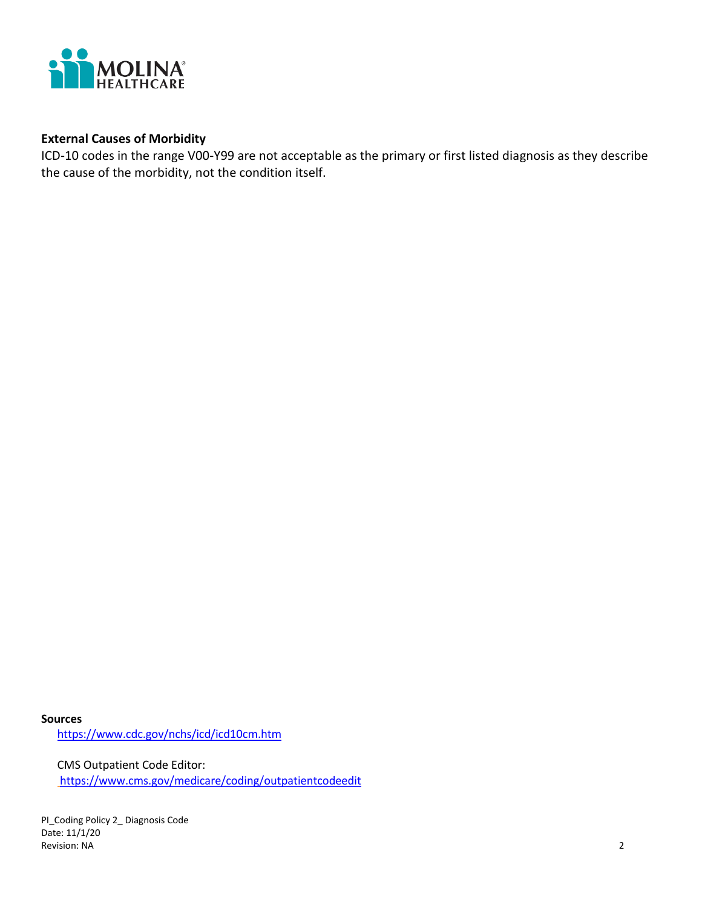**External Causes of Morbidity**

ICD-10 codes in the range V00-Y99 are not acceptable as the primary or first listed diagnosis as they describe the cause of the morbidity, not the condition itself.

**Sources**

https://www.cdc.gov/nchs/icd/icd10cm.htm

CMS Outpatient Code Editor:
https://www.cms.gov/medicare/coding/outpatientcodeedit

PI_Coding Policy 2_ Diagnosis Code
Date: 11/1/20
Revision: NA